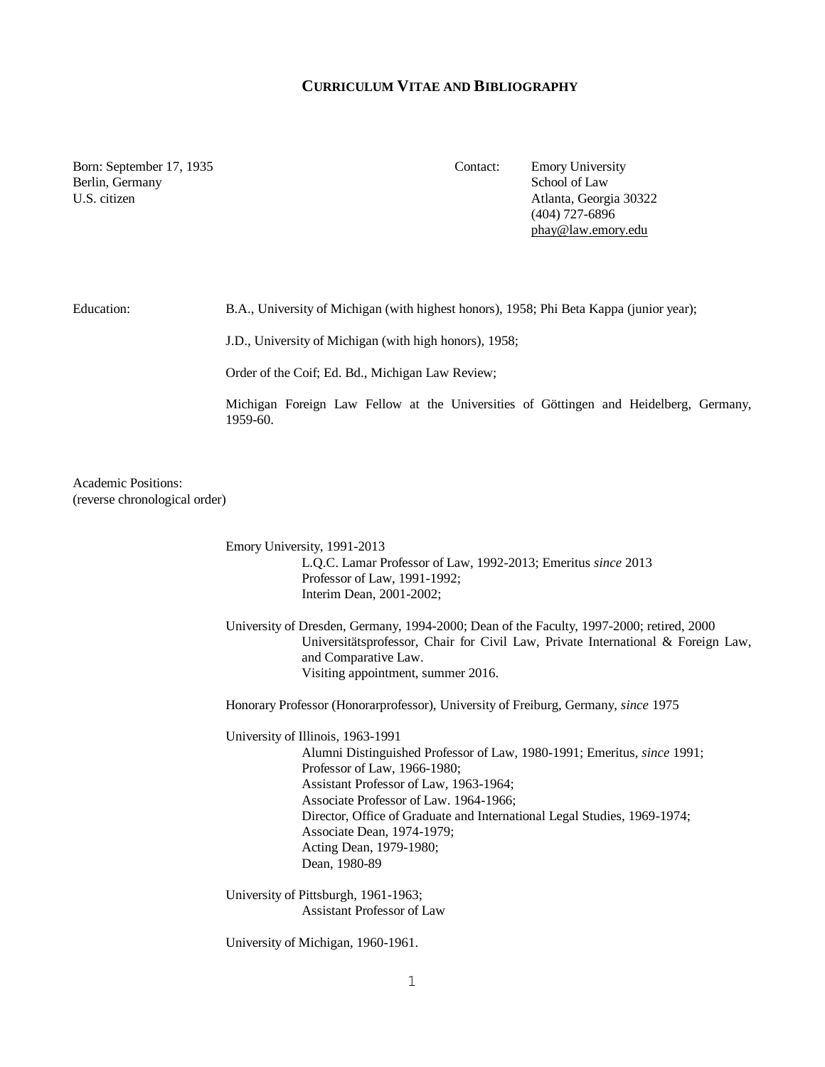# Curriculum Vitae and Bibliography

Born: September 17, 1935
Berlin, Germany
U.S. citizen

Contact: Emory University
School of Law
Atlanta, Georgia 30322
(404) 727-6896
phay@law.emory.edu

**Education:**

B.A., University of Michigan (with highest honors), 1958; Phi Beta Kappa (junior year);

J.D., University of Michigan (with high honors), 1958;

Order of the Coif; Ed. Bd., Michigan Law Review;

Michigan Foreign Law Fellow at the Universities of Göttingen and Heidelberg, Germany, 1959-60.

**Academic Positions:**
(reverse chronological order)

Emory University, 1991-2013
- L.Q.C. Lamar Professor of Law, 1992-2013; Emeritus *since* 2013
- Professor of Law, 1991-1992;
- Interim Dean, 2001-2002;

University of Dresden, Germany, 1994-2000; Dean of the Faculty, 1997-2000; retired, 2000
- Universitätsprofessor, Chair for Civil Law, Private International & Foreign Law, and Comparative Law.
- Visiting appointment, summer 2016.

Honorary Professor (Honorarprofessor), University of Freiburg, Germany, *since* 1975

University of Illinois, 1963-1991
- Alumni Distinguished Professor of Law, 1980-1991; Emeritus, *since* 1991;
- Professor of Law, 1966-1980;
- Assistant Professor of Law, 1963-1964;
- Associate Professor of Law. 1964-1966;
- Director, Office of Graduate and International Legal Studies, 1969-1974;
- Associate Dean, 1974-1979;
- Acting Dean, 1979-1980;
- Dean, 1980-89

University of Pittsburgh, 1961-1963;
- Assistant Professor of Law

University of Michigan, 1960-1961.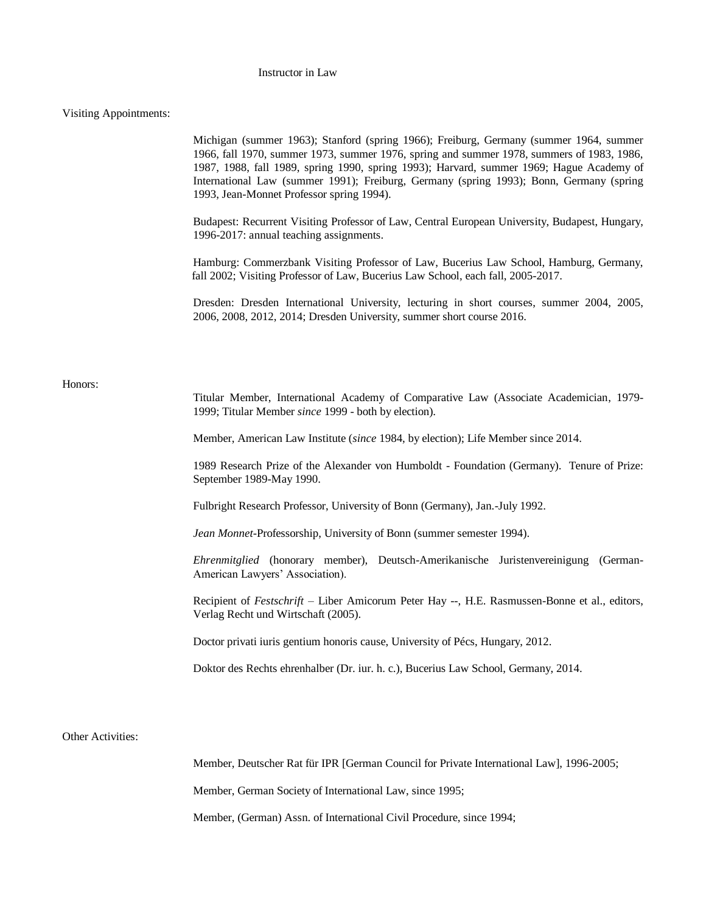Instructor in Law

Visiting Appointments:

Michigan (summer 1963); Stanford (spring 1966); Freiburg, Germany (summer 1964, summer 1966, fall 1970, summer 1973, summer 1976, spring and summer 1978, summers of 1983, 1986, 1987, 1988, fall 1989, spring 1990, spring 1993); Harvard, summer 1969; Hague Academy of International Law (summer 1991); Freiburg, Germany (spring 1993); Bonn, Germany (spring 1993, Jean-Monnet Professor spring 1994).

Budapest: Recurrent Visiting Professor of Law, Central European University, Budapest, Hungary, 1996-2017: annual teaching assignments.

Hamburg: Commerzbank Visiting Professor of Law, Bucerius Law School, Hamburg, Germany, fall 2002; Visiting Professor of Law, Bucerius Law School, each fall, 2005-2017.

Dresden: Dresden International University, lecturing in short courses, summer 2004, 2005, 2006, 2008, 2012, 2014; Dresden University, summer short course 2016.

Honors:

Titular Member, International Academy of Comparative Law (Associate Academician, 1979-1999; Titular Member *since* 1999 - both by election).

Member, American Law Institute (*since* 1984, by election); Life Member since 2014.

1989 Research Prize of the Alexander von Humboldt - Foundation (Germany). Tenure of Prize: September 1989-May 1990.

Fulbright Research Professor, University of Bonn (Germany), Jan.-July 1992.

*Jean Monnet*-Professorship, University of Bonn (summer semester 1994).

*Ehrenmitglied* (honorary member), Deutsch-Amerikanische Juristenvereinigung (German-American Lawyers' Association).

Recipient of *Festschrift* – Liber Amicorum Peter Hay --, H.E. Rasmussen-Bonne et al., editors, Verlag Recht und Wirtschaft (2005).

Doctor privati iuris gentium honoris cause, University of Pécs, Hungary, 2012.

Doktor des Rechts ehrenhalber (Dr. iur. h. c.), Bucerius Law School, Germany, 2014.

Other Activities:

Member, Deutscher Rat für IPR [German Council for Private International Law], 1996-2005;

Member, German Society of International Law, since 1995;

Member, (German) Assn. of International Civil Procedure, since 1994;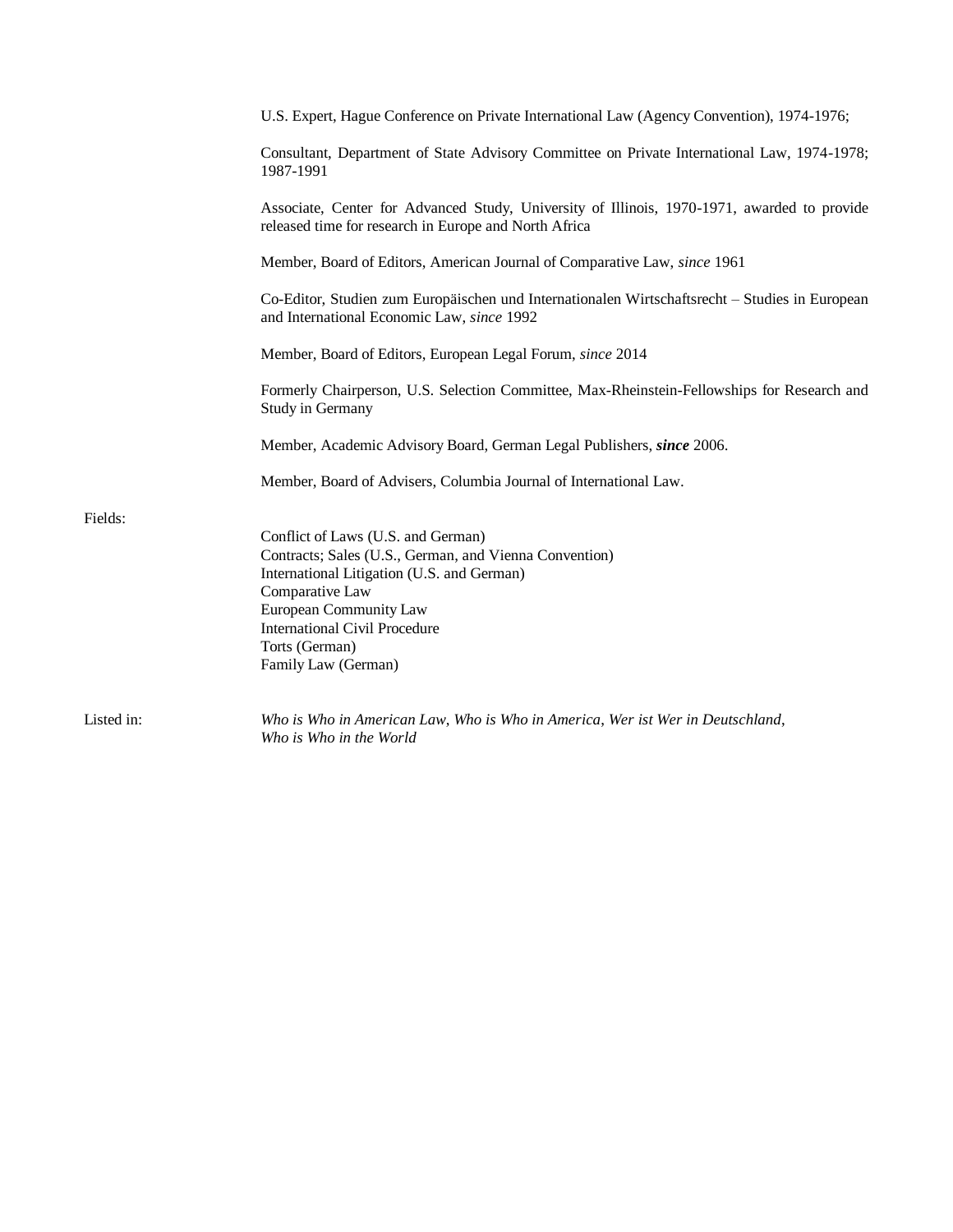U.S. Expert, Hague Conference on Private International Law (Agency Convention), 1974-1976;

Consultant, Department of State Advisory Committee on Private International Law, 1974-1978; 1987-1991

Associate, Center for Advanced Study, University of Illinois, 1970-1971, awarded to provide released time for research in Europe and North Africa

Member, Board of Editors, American Journal of Comparative Law, *since* 1961

Co-Editor, Studien zum Europäischen und Internationalen Wirtschaftsrecht – Studies in European and International Economic Law, *since* 1992

Member, Board of Editors, European Legal Forum, *since* 2014

Formerly Chairperson, U.S. Selection Committee, Max-Rheinstein-Fellowships for Research and Study in Germany

Member, Academic Advisory Board, German Legal Publishers, ***since*** 2006.

Member, Board of Advisers, Columbia Journal of International Law.

Fields:

Conflict of Laws (U.S. and German)
Contracts; Sales (U.S., German, and Vienna Convention)
International Litigation (U.S. and German)
Comparative Law
European Community Law
International Civil Procedure
Torts (German)
Family Law (German)

Listed in: *Who is Who in American Law*, *Who is Who in America*, *Wer ist Wer in Deutschland*, *Who is Who in the World*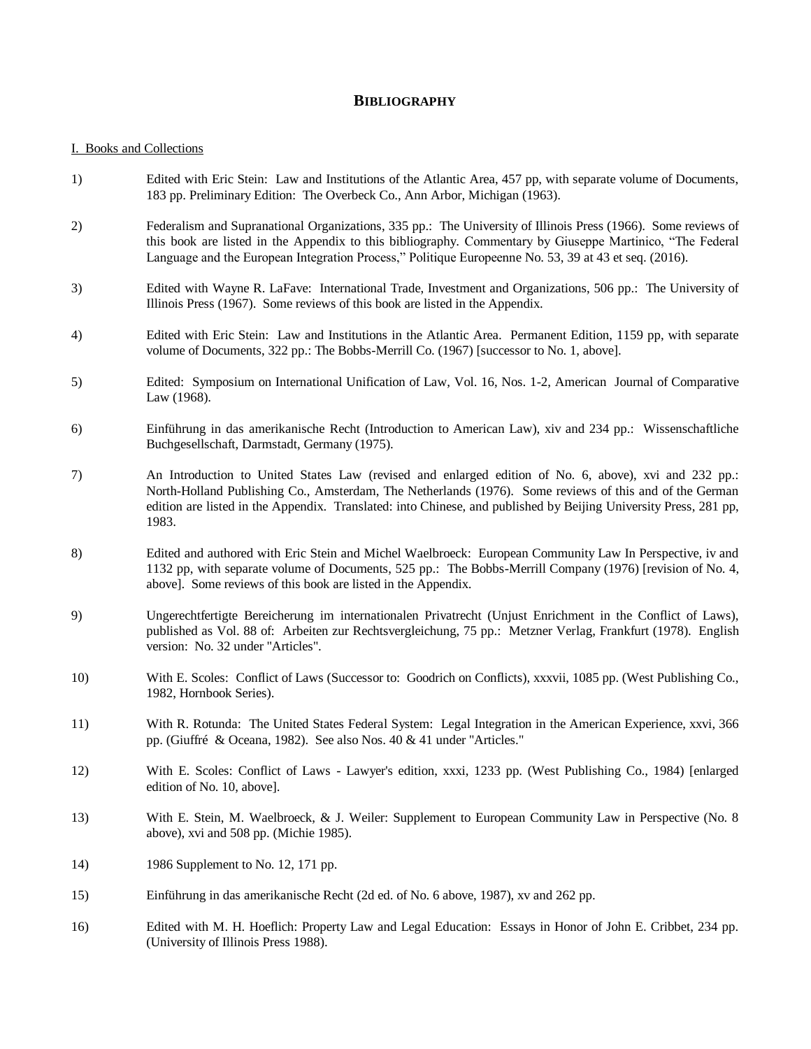## BIBLIOGRAPHY

I. Books and Collections

1) Edited with Eric Stein: Law and Institutions of the Atlantic Area, 457 pp, with separate volume of Documents, 183 pp. Preliminary Edition: The Overbeck Co., Ann Arbor, Michigan (1963).

2) Federalism and Supranational Organizations, 335 pp.: The University of Illinois Press (1966). Some reviews of this book are listed in the Appendix to this bibliography. Commentary by Giuseppe Martinico, "The Federal Language and the European Integration Process," Politique Europeenne No. 53, 39 at 43 et seq. (2016).

3) Edited with Wayne R. LaFave: International Trade, Investment and Organizations, 506 pp.: The University of Illinois Press (1967). Some reviews of this book are listed in the Appendix.

4) Edited with Eric Stein: Law and Institutions in the Atlantic Area. Permanent Edition, 1159 pp, with separate volume of Documents, 322 pp.: The Bobbs-Merrill Co. (1967) [successor to No. 1, above].

5) Edited: Symposium on International Unification of Law, Vol. 16, Nos. 1-2, American Journal of Comparative Law (1968).

6) Einführung in das amerikanische Recht (Introduction to American Law), xiv and 234 pp.: Wissenschaftliche Buchgesellschaft, Darmstadt, Germany (1975).

7) An Introduction to United States Law (revised and enlarged edition of No. 6, above), xvi and 232 pp.: North-Holland Publishing Co., Amsterdam, The Netherlands (1976). Some reviews of this and of the German edition are listed in the Appendix. Translated: into Chinese, and published by Beijing University Press, 281 pp, 1983.

8) Edited and authored with Eric Stein and Michel Waelbroeck: European Community Law In Perspective, iv and 1132 pp, with separate volume of Documents, 525 pp.: The Bobbs-Merrill Company (1976) [revision of No. 4, above]. Some reviews of this book are listed in the Appendix.

9) Ungerechtfertigte Bereicherung im internationalen Privatrecht (Unjust Enrichment in the Conflict of Laws), published as Vol. 88 of: Arbeiten zur Rechtsvergleichung, 75 pp.: Metzner Verlag, Frankfurt (1978). English version: No. 32 under "Articles".

10) With E. Scoles: Conflict of Laws (Successor to: Goodrich on Conflicts), xxxvii, 1085 pp. (West Publishing Co., 1982, Hornbook Series).

11) With R. Rotunda: The United States Federal System: Legal Integration in the American Experience, xxvi, 366 pp. (Giuffré & Oceana, 1982). See also Nos. 40 & 41 under "Articles."

12) With E. Scoles: Conflict of Laws - Lawyer's edition, xxxi, 1233 pp. (West Publishing Co., 1984) [enlarged edition of No. 10, above].

13) With E. Stein, M. Waelbroeck, & J. Weiler: Supplement to European Community Law in Perspective (No. 8 above), xvi and 508 pp. (Michie 1985).

14) 1986 Supplement to No. 12, 171 pp.

15) Einführung in das amerikanische Recht (2d ed. of No. 6 above, 1987), xv and 262 pp.

16) Edited with M. H. Hoeflich: Property Law and Legal Education: Essays in Honor of John E. Cribbet, 234 pp. (University of Illinois Press 1988).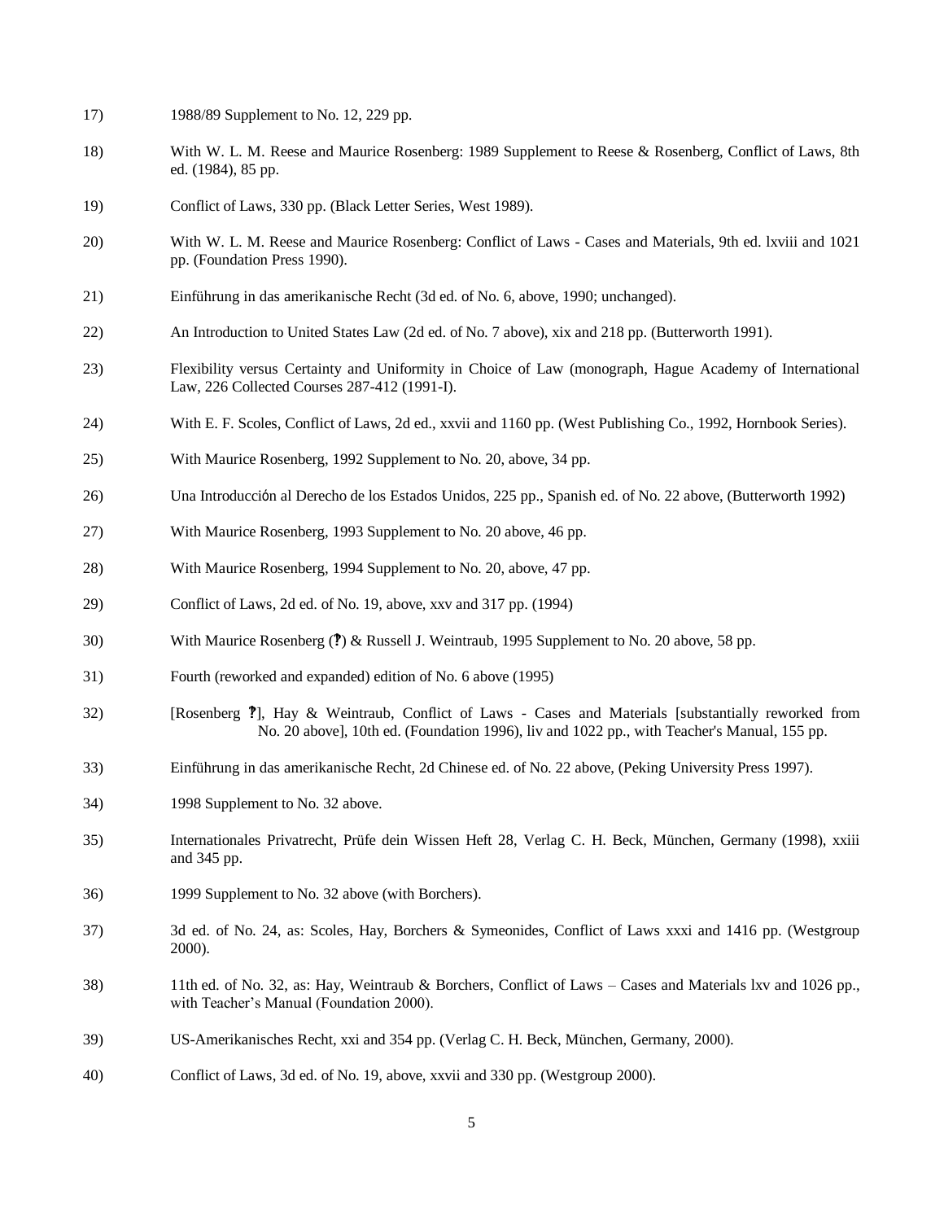17) 1988/89 Supplement to No. 12, 229 pp.

18) With W. L. M. Reese and Maurice Rosenberg: 1989 Supplement to Reese & Rosenberg, Conflict of Laws, 8th ed. (1984), 85 pp.

19) Conflict of Laws, 330 pp. (Black Letter Series, West 1989).

20) With W. L. M. Reese and Maurice Rosenberg: Conflict of Laws - Cases and Materials, 9th ed. lxviii and 1021 pp. (Foundation Press 1990).

21) Einführung in das amerikanische Recht (3d ed. of No. 6, above, 1990; unchanged).

22) An Introduction to United States Law (2d ed. of No. 7 above), xix and 218 pp. (Butterworth 1991).

23) Flexibility versus Certainty and Uniformity in Choice of Law (monograph, Hague Academy of International Law, 226 Collected Courses 287-412 (1991-I).

24) With E. F. Scoles, Conflict of Laws, 2d ed., xxvii and 1160 pp. (West Publishing Co., 1992, Hornbook Series).

25) With Maurice Rosenberg, 1992 Supplement to No. 20, above, 34 pp.

26) Una Introducción al Derecho de los Estados Unidos, 225 pp., Spanish ed. of No. 22 above, (Butterworth 1992)

27) With Maurice Rosenberg, 1993 Supplement to No. 20 above, 46 pp.

28) With Maurice Rosenberg, 1994 Supplement to No. 20, above, 47 pp.

29) Conflict of Laws, 2d ed. of No. 19, above, xxv and 317 pp. (1994)

30) With Maurice Rosenberg (‽) & Russell J. Weintraub, 1995 Supplement to No. 20 above, 58 pp.

31) Fourth (reworked and expanded) edition of No. 6 above (1995)

32) [Rosenberg ‽], Hay & Weintraub, Conflict of Laws - Cases and Materials [substantially reworked from No. 20 above], 10th ed. (Foundation 1996), liv and 1022 pp., with Teacher's Manual, 155 pp.

33) Einführung in das amerikanische Recht, 2d Chinese ed. of No. 22 above, (Peking University Press 1997).

34) 1998 Supplement to No. 32 above.

35) Internationales Privatrecht, Prüfe dein Wissen Heft 28, Verlag C. H. Beck, München, Germany (1998), xxiii and 345 pp.

36) 1999 Supplement to No. 32 above (with Borchers).

37) 3d ed. of No. 24, as: Scoles, Hay, Borchers & Symeonides, Conflict of Laws xxxi and 1416 pp. (Westgroup 2000).

38) 11th ed. of No. 32, as: Hay, Weintraub & Borchers, Conflict of Laws – Cases and Materials lxv and 1026 pp., with Teacher's Manual (Foundation 2000).

39) US-Amerikanisches Recht, xxi and 354 pp. (Verlag C. H. Beck, München, Germany, 2000).

40) Conflict of Laws, 3d ed. of No. 19, above, xxvii and 330 pp. (Westgroup 2000).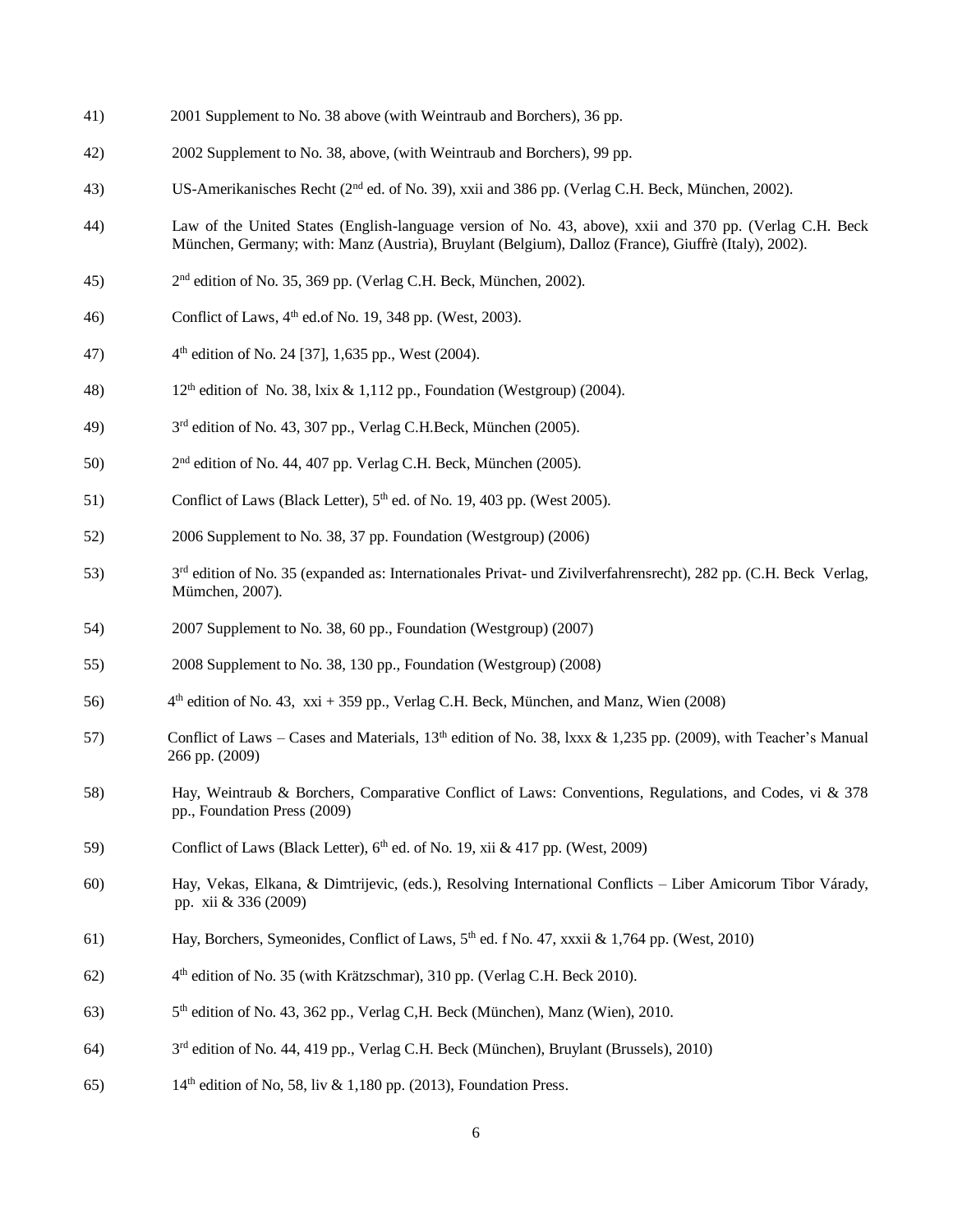41) 2001 Supplement to No. 38 above (with Weintraub and Borchers), 36 pp.

42) 2002 Supplement to No. 38, above, (with Weintraub and Borchers), 99 pp.

43) US-Amerikanisches Recht (2nd ed. of No. 39), xxii and 386 pp. (Verlag C.H. Beck, München, 2002).

44) Law of the United States (English-language version of No. 43, above), xxii and 370 pp. (Verlag C.H. Beck München, Germany; with: Manz (Austria), Bruylant (Belgium), Dalloz (France), Giuffrè (Italy), 2002).

45) 2nd edition of No. 35, 369 pp. (Verlag C.H. Beck, München, 2002).

46) Conflict of Laws, 4th ed.of No. 19, 348 pp. (West, 2003).

47) 4th edition of No. 24 [37], 1,635 pp., West (2004).

48) 12th edition of No. 38, lxix & 1,112 pp., Foundation (Westgroup) (2004).

49) 3rd edition of No. 43, 307 pp., Verlag C.H.Beck, München (2005).

50) 2nd edition of No. 44, 407 pp. Verlag C.H. Beck, München (2005).

51) Conflict of Laws (Black Letter), 5th ed. of No. 19, 403 pp. (West 2005).

52) 2006 Supplement to No. 38, 37 pp. Foundation (Westgroup) (2006)

53) 3rd edition of No. 35 (expanded as: Internationales Privat- und Zivilverfahrensrecht), 282 pp. (C.H. Beck Verlag, Mümchen, 2007).

54) 2007 Supplement to No. 38, 60 pp., Foundation (Westgroup) (2007)

55) 2008 Supplement to No. 38, 130 pp., Foundation (Westgroup) (2008)

56) 4th edition of No. 43, xxi + 359 pp., Verlag C.H. Beck, München, and Manz, Wien (2008)

57) Conflict of Laws – Cases and Materials, 13th edition of No. 38, lxxx & 1,235 pp. (2009), with Teacher's Manual 266 pp. (2009)

58) Hay, Weintraub & Borchers, Comparative Conflict of Laws: Conventions, Regulations, and Codes, vi & 378 pp., Foundation Press (2009)

59) Conflict of Laws (Black Letter), 6th ed. of No. 19, xii & 417 pp. (West, 2009)

60) Hay, Vekas, Elkana, & Dimtrijevic, (eds.), Resolving International Conflicts – Liber Amicorum Tibor Várady, pp. xii & 336 (2009)

61) Hay, Borchers, Symeonides, Conflict of Laws, 5th ed. f No. 47, xxxii & 1,764 pp. (West, 2010)

62) 4th edition of No. 35 (with Krätzschmar), 310 pp. (Verlag C.H. Beck 2010).

63) 5th edition of No. 43, 362 pp., Verlag C,H. Beck (München), Manz (Wien), 2010.

64) 3rd edition of No. 44, 419 pp., Verlag C.H. Beck (München), Bruylant (Brussels), 2010)

65) 14th edition of No, 58, liv & 1,180 pp. (2013), Foundation Press.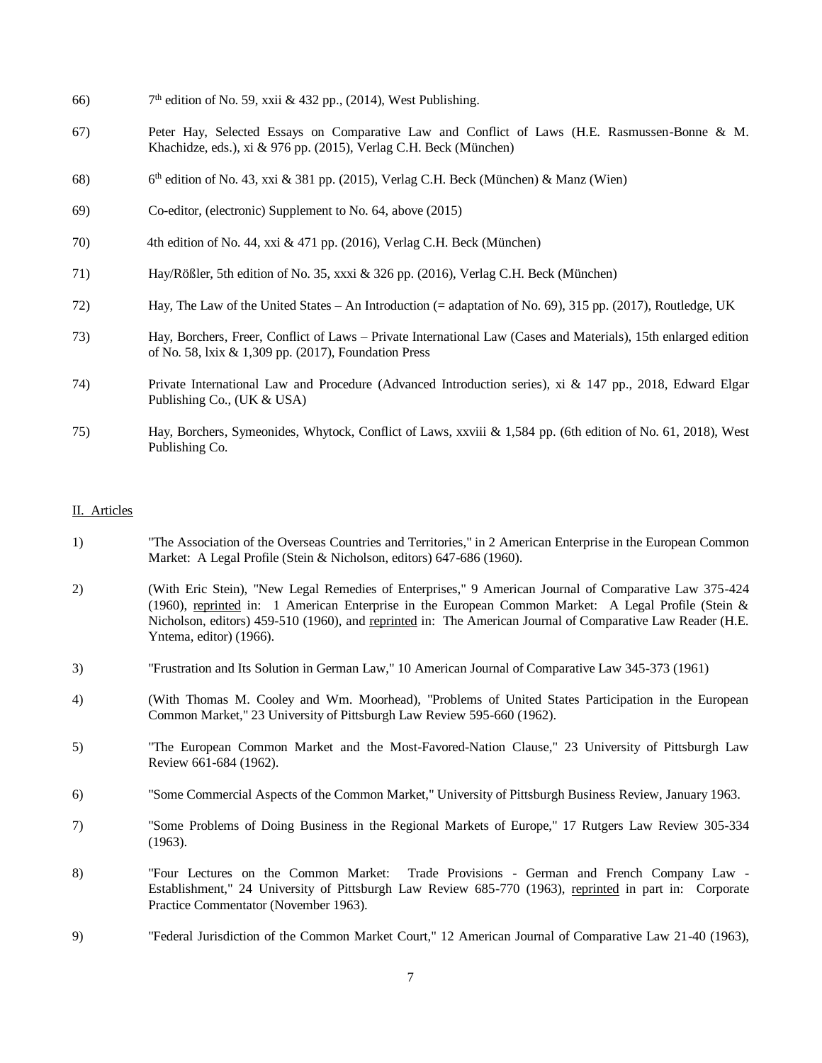66) 7th edition of No. 59, xxii & 432 pp., (2014), West Publishing.

67) Peter Hay, Selected Essays on Comparative Law and Conflict of Laws (H.E. Rasmussen-Bonne & M. Khachidze, eds.), xi & 976 pp. (2015), Verlag C.H. Beck (München)

68) 6th edition of No. 43, xxi & 381 pp. (2015), Verlag C.H. Beck (München) & Manz (Wien)

69) Co-editor, (electronic) Supplement to No. 64, above (2015)

70) 4th edition of No. 44, xxi & 471 pp. (2016), Verlag C.H. Beck (München)

71) Hay/Rößler, 5th edition of No. 35, xxxi & 326 pp. (2016), Verlag C.H. Beck (München)

72) Hay, The Law of the United States – An Introduction (= adaptation of No. 69), 315 pp. (2017), Routledge, UK

73) Hay, Borchers, Freer, Conflict of Laws – Private International Law (Cases and Materials), 15th enlarged edition of No. 58, lxix & 1,309 pp. (2017), Foundation Press

74) Private International Law and Procedure (Advanced Introduction series), xi & 147 pp., 2018, Edward Elgar Publishing Co., (UK & USA)

75) Hay, Borchers, Symeonides, Whytock, Conflict of Laws, xxviii & 1,584 pp. (6th edition of No. 61, 2018), West Publishing Co.

## II. Articles

1) "The Association of the Overseas Countries and Territories," in 2 American Enterprise in the European Common Market: A Legal Profile (Stein & Nicholson, editors) 647-686 (1960).

2) (With Eric Stein), "New Legal Remedies of Enterprises," 9 American Journal of Comparative Law 375-424 (1960), reprinted in: 1 American Enterprise in the European Common Market: A Legal Profile (Stein & Nicholson, editors) 459-510 (1960), and reprinted in: The American Journal of Comparative Law Reader (H.E. Yntema, editor) (1966).

3) "Frustration and Its Solution in German Law," 10 American Journal of Comparative Law 345-373 (1961)

4) (With Thomas M. Cooley and Wm. Moorhead), "Problems of United States Participation in the European Common Market," 23 University of Pittsburgh Law Review 595-660 (1962).

5) "The European Common Market and the Most-Favored-Nation Clause," 23 University of Pittsburgh Law Review 661-684 (1962).

6) "Some Commercial Aspects of the Common Market," University of Pittsburgh Business Review, January 1963.

7) "Some Problems of Doing Business in the Regional Markets of Europe," 17 Rutgers Law Review 305-334 (1963).

8) "Four Lectures on the Common Market: Trade Provisions - German and French Company Law - Establishment," 24 University of Pittsburgh Law Review 685-770 (1963), reprinted in part in: Corporate Practice Commentator (November 1963).

9) "Federal Jurisdiction of the Common Market Court," 12 American Journal of Comparative Law 21-40 (1963),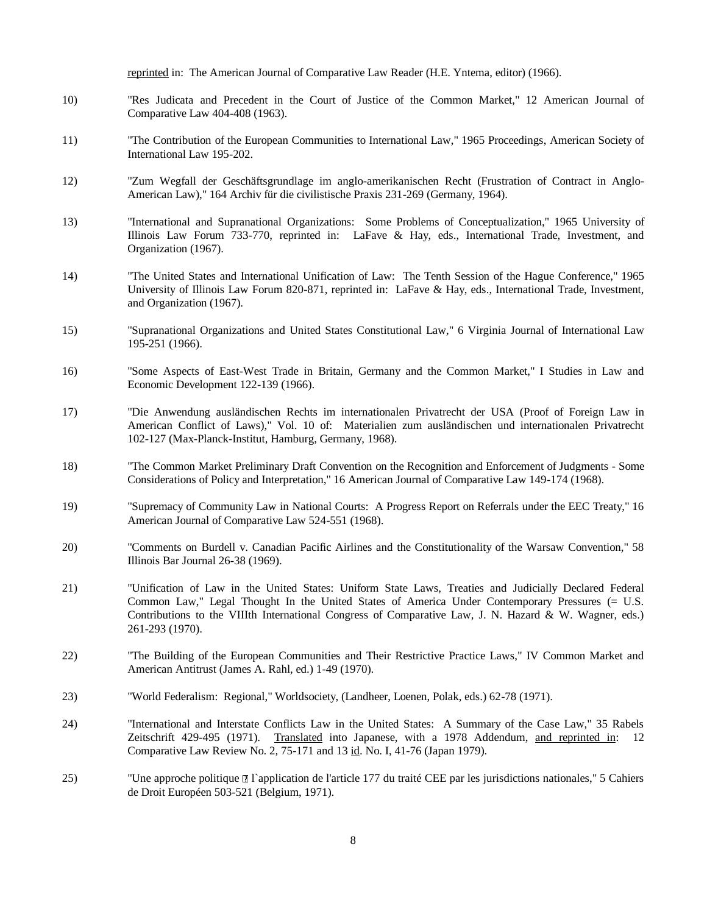reprinted in: The American Journal of Comparative Law Reader (H.E. Yntema, editor) (1966).

10) "Res Judicata and Precedent in the Court of Justice of the Common Market," 12 American Journal of Comparative Law 404-408 (1963).

11) "The Contribution of the European Communities to International Law," 1965 Proceedings, American Society of International Law 195-202.

12) "Zum Wegfall der Geschäftsgrundlage im anglo-amerikanischen Recht (Frustration of Contract in Anglo-American Law)," 164 Archiv für die civilistische Praxis 231-269 (Germany, 1964).

13) "International and Supranational Organizations: Some Problems of Conceptualization," 1965 University of Illinois Law Forum 733-770, reprinted in: LaFave & Hay, eds., International Trade, Investment, and Organization (1967).

14) "The United States and International Unification of Law: The Tenth Session of the Hague Conference," 1965 University of Illinois Law Forum 820-871, reprinted in: LaFave & Hay, eds., International Trade, Investment, and Organization (1967).

15) "Supranational Organizations and United States Constitutional Law," 6 Virginia Journal of International Law 195-251 (1966).

16) "Some Aspects of East-West Trade in Britain, Germany and the Common Market," I Studies in Law and Economic Development 122-139 (1966).

17) "Die Anwendung ausländischen Rechts im internationalen Privatrecht der USA (Proof of Foreign Law in American Conflict of Laws)," Vol. 10 of: Materialien zum ausländischen und internationalen Privatrecht 102-127 (Max-Planck-Institut, Hamburg, Germany, 1968).

18) "The Common Market Preliminary Draft Convention on the Recognition and Enforcement of Judgments - Some Considerations of Policy and Interpretation," 16 American Journal of Comparative Law 149-174 (1968).

19) "Supremacy of Community Law in National Courts: A Progress Report on Referrals under the EEC Treaty," 16 American Journal of Comparative Law 524-551 (1968).

20) "Comments on Burdell v. Canadian Pacific Airlines and the Constitutionality of the Warsaw Convention," 58 Illinois Bar Journal 26-38 (1969).

21) "Unification of Law in the United States: Uniform State Laws, Treaties and Judicially Declared Federal Common Law," Legal Thought In the United States of America Under Contemporary Pressures (= U.S. Contributions to the VIIIth International Congress of Comparative Law, J. N. Hazard & W. Wagner, eds.) 261-293 (1970).

22) "The Building of the European Communities and Their Restrictive Practice Laws," IV Common Market and American Antitrust (James A. Rahl, ed.) 1-49 (1970).

23) "World Federalism: Regional," Worldsociety, (Landheer, Loenen, Polak, eds.) 62-78 (1971).

24) "International and Interstate Conflicts Law in the United States: A Summary of the Case Law," 35 Rabels Zeitschrift 429-495 (1971). Translated into Japanese, with a 1978 Addendum, and reprinted in: 12 Comparative Law Review No. 2, 75-171 and 13 id. No. I, 41-76 (Japan 1979).

25) "Une approche politique à l`application de l'article 177 du traité CEE par les jurisdictions nationales," 5 Cahiers de Droit Européen 503-521 (Belgium, 1971).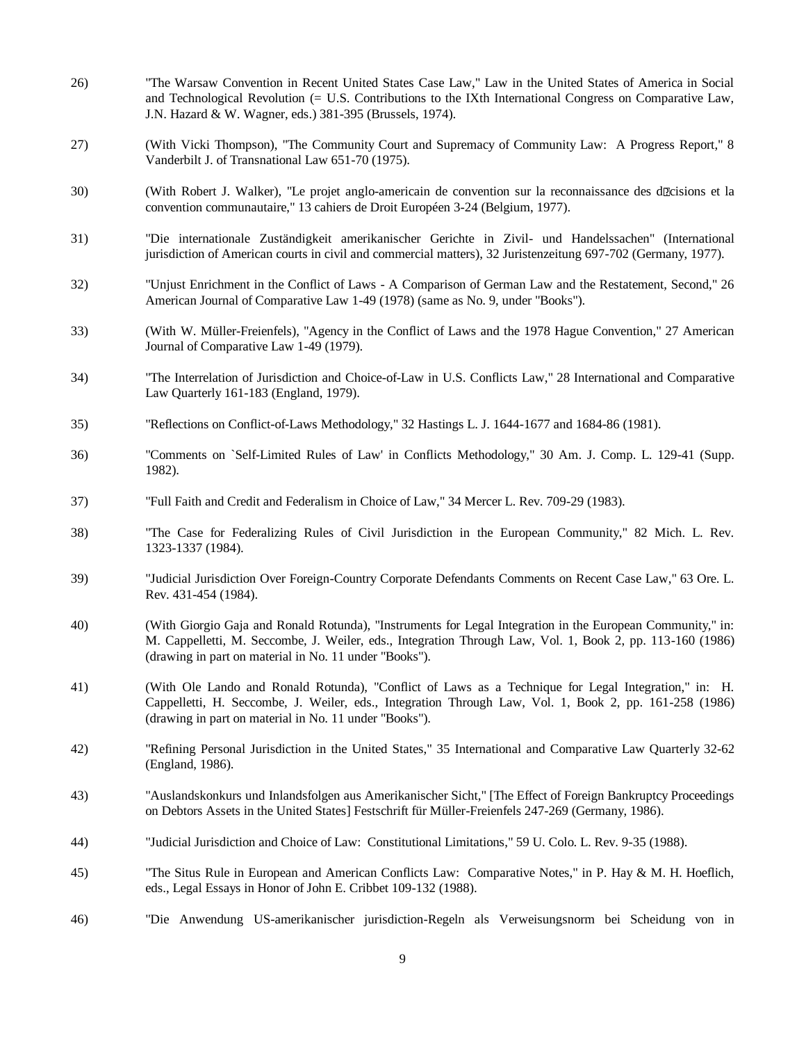26) "The Warsaw Convention in Recent United States Case Law," Law in the United States of America in Social and Technological Revolution (= U.S. Contributions to the IXth International Congress on Comparative Law, J.N. Hazard & W. Wagner, eds.) 381-395 (Brussels, 1974).

27) (With Vicki Thompson), "The Community Court and Supremacy of Community Law: A Progress Report," 8 Vanderbilt J. of Transnational Law 651-70 (1975).

30) (With Robert J. Walker), "Le projet anglo-americain de convention sur la reconnaissance des d�cisions et la convention communautaire," 13 cahiers de Droit Européen 3-24 (Belgium, 1977).

31) "Die internationale Zuständigkeit amerikanischer Gerichte in Zivil- und Handelssachen" (International jurisdiction of American courts in civil and commercial matters), 32 Juristenzeitung 697-702 (Germany, 1977).

32) "Unjust Enrichment in the Conflict of Laws - A Comparison of German Law and the Restatement, Second," 26 American Journal of Comparative Law 1-49 (1978) (same as No. 9, under "Books").

33) (With W. Müller-Freienfels), "Agency in the Conflict of Laws and the 1978 Hague Convention," 27 American Journal of Comparative Law 1-49 (1979).

34) "The Interrelation of Jurisdiction and Choice-of-Law in U.S. Conflicts Law," 28 International and Comparative Law Quarterly 161-183 (England, 1979).

35) "Reflections on Conflict-of-Laws Methodology," 32 Hastings L. J. 1644-1677 and 1684-86 (1981).

36) "Comments on `Self-Limited Rules of Law' in Conflicts Methodology," 30 Am. J. Comp. L. 129-41 (Supp. 1982).

37) "Full Faith and Credit and Federalism in Choice of Law," 34 Mercer L. Rev. 709-29 (1983).

38) "The Case for Federalizing Rules of Civil Jurisdiction in the European Community," 82 Mich. L. Rev. 1323-1337 (1984).

39) "Judicial Jurisdiction Over Foreign-Country Corporate Defendants Comments on Recent Case Law," 63 Ore. L. Rev. 431-454 (1984).

40) (With Giorgio Gaja and Ronald Rotunda), "Instruments for Legal Integration in the European Community," in: M. Cappelletti, M. Seccombe, J. Weiler, eds., Integration Through Law, Vol. 1, Book 2, pp. 113-160 (1986) (drawing in part on material in No. 11 under "Books").

41) (With Ole Lando and Ronald Rotunda), "Conflict of Laws as a Technique for Legal Integration," in: H. Cappelletti, H. Seccombe, J. Weiler, eds., Integration Through Law, Vol. 1, Book 2, pp. 161-258 (1986) (drawing in part on material in No. 11 under "Books").

42) "Refining Personal Jurisdiction in the United States," 35 International and Comparative Law Quarterly 32-62 (England, 1986).

43) "Auslandskonkurs und Inlandsfolgen aus Amerikanischer Sicht," [The Effect of Foreign Bankruptcy Proceedings on Debtors Assets in the United States] Festschrift für Müller-Freienfels 247-269 (Germany, 1986).

44) "Judicial Jurisdiction and Choice of Law: Constitutional Limitations," 59 U. Colo. L. Rev. 9-35 (1988).

45) "The Situs Rule in European and American Conflicts Law: Comparative Notes," in P. Hay & M. H. Hoeflich, eds., Legal Essays in Honor of John E. Cribbet 109-132 (1988).

46) "Die Anwendung US-amerikanischer jurisdiction-Regeln als Verweisungsnorm bei Scheidung von in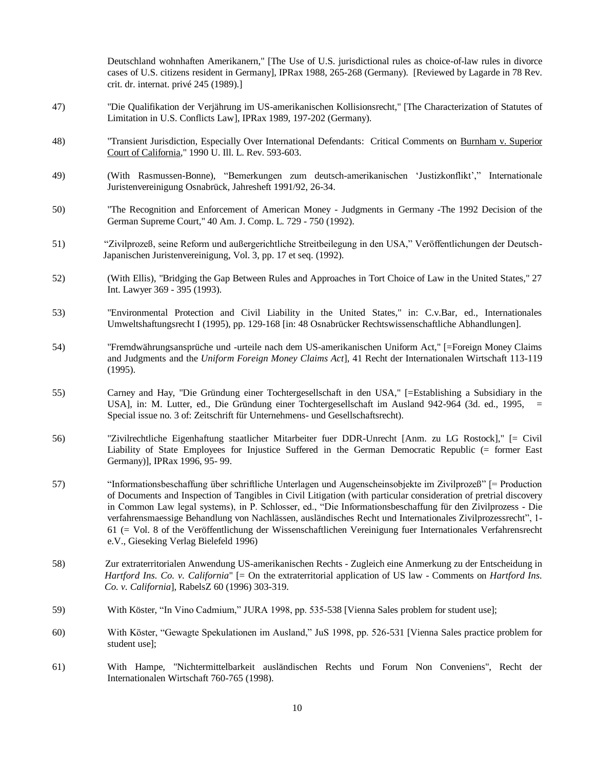Deutschland wohnhaften Amerikanern," [The Use of U.S. jurisdictional rules as choice-of-law rules in divorce cases of U.S. citizens resident in Germany], IPRax 1988, 265-268 (Germany). [Reviewed by Lagarde in 78 Rev. crit. dr. internat. privé 245 (1989).]

47) "Die Qualifikation der Verjährung im US-amerikanischen Kollisionsrecht," [The Characterization of Statutes of Limitation in U.S. Conflicts Law], IPRax 1989, 197-202 (Germany).

48) "Transient Jurisdiction, Especially Over International Defendants: Critical Comments on Burnham v. Superior Court of California," 1990 U. Ill. L. Rev. 593-603.

49) (With Rasmussen-Bonne), "Bemerkungen zum deutsch-amerikanischen 'Justizkonflikt'," Internationale Juristenvereinigung Osnabrück, Jahresheft 1991/92, 26-34.

50) "The Recognition and Enforcement of American Money - Judgments in Germany -The 1992 Decision of the German Supreme Court," 40 Am. J. Comp. L. 729 - 750 (1992).

51) "Zivilprozeß, seine Reform und außergerichtliche Streitbeilegung in den USA," Veröffentlichungen der Deutsch-Japanischen Juristenvereinigung, Vol. 3, pp. 17 et seq. (1992).

52) (With Ellis), "Bridging the Gap Between Rules and Approaches in Tort Choice of Law in the United States," 27 Int. Lawyer 369 - 395 (1993).

53) "Environmental Protection and Civil Liability in the United States," in: C.v.Bar, ed., Internationales Umweltshaftungsrecht I (1995), pp. 129-168 [in: 48 Osnabrücker Rechtswissenschaftliche Abhandlungen].

54) "Fremdwährungsansprüche und -urteile nach dem US-amerikanischen Uniform Act," [=Foreign Money Claims and Judgments and the *Uniform Foreign Money Claims Act*], 41 Recht der Internationalen Wirtschaft 113-119 (1995).

55) Carney and Hay, "Die Gründung einer Tochtergesellschaft in den USA," [=Establishing a Subsidiary in the USA], in: M. Lutter, ed., Die Gründung einer Tochtergesellschaft im Ausland 942-964 (3d. ed., 1995, = Special issue no. 3 of: Zeitschrift für Unternehmens- und Gesellschaftsrecht).

56) "Zivilrechtliche Eigenhaftung staatlicher Mitarbeiter fuer DDR-Unrecht [Anm. zu LG Rostock]," [= Civil Liability of State Employees for Injustice Suffered in the German Democratic Republic (= former East Germany)], IPRax 1996, 95- 99.

57) "Informationsbeschaffung über schriftliche Unterlagen und Augenscheinsobjekte im Zivilprozeß" [= Production of Documents and Inspection of Tangibles in Civil Litigation (with particular consideration of pretrial discovery in Common Law legal systems), in P. Schlosser, ed., "Die Informationsbeschaffung für den Zivilprozess - Die verfahrensmaessige Behandlung von Nachlässen, ausländisches Recht und Internationales Zivilprozessrecht", 1-61 (= Vol. 8 of the Veröffentlichung der Wissenschaftlichen Vereinigung fuer Internationales Verfahrensrecht e.V., Gieseking Verlag Bielefeld 1996)

58) Zur extraterritorialen Anwendung US-amerikanischen Rechts - Zugleich eine Anmerkung zu der Entscheidung in *Hartford Ins. Co. v. California*" [= On the extraterritorial application of US law - Comments on *Hartford Ins. Co. v. California*], RabelsZ 60 (1996) 303-319.

59) With Köster, "In Vino Cadmium," JURA 1998, pp. 535-538 [Vienna Sales problem for student use];

60) With Köster, "Gewagte Spekulationen im Ausland," JuS 1998, pp. 526-531 [Vienna Sales practice problem for student use];

61) With Hampe, "Nichtermittelbarkeit ausländischen Rechts und Forum Non Conveniens", Recht der Internationalen Wirtschaft 760-765 (1998).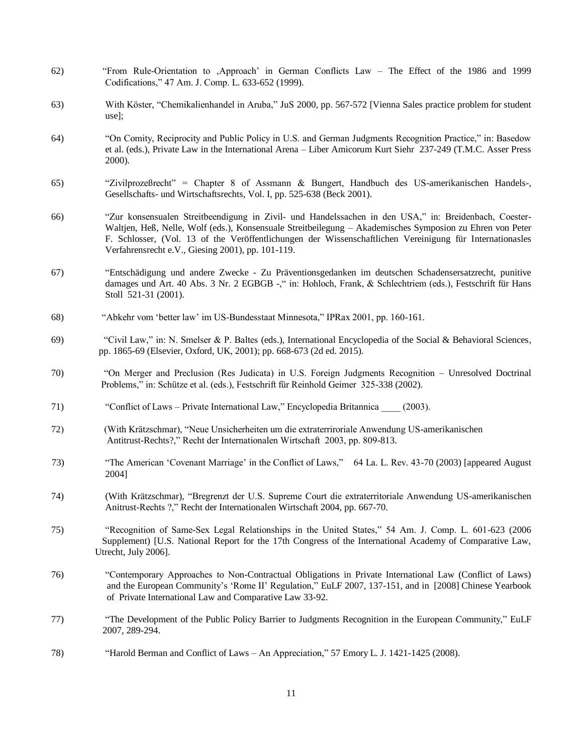62) "From Rule-Orientation to ‚Approach' in German Conflicts Law – The Effect of the 1986 and 1999 Codifications," 47 Am. J. Comp. L. 633-652 (1999).

63) With Köster, "Chemikalienhandel in Aruba," JuS 2000, pp. 567-572 [Vienna Sales practice problem for student use];

64) "On Comity, Reciprocity and Public Policy in U.S. and German Judgments Recognition Practice," in: Basedow et al. (eds.), Private Law in the International Arena – Liber Amicorum Kurt Siehr 237-249 (T.M.C. Asser Press 2000).

65) "Zivilprozeßrecht" = Chapter 8 of Assmann & Bungert, Handbuch des US-amerikanischen Handels-, Gesellschafts- und Wirtschaftsrechts, Vol. I, pp. 525-638 (Beck 2001).

66) "Zur konsensualen Streitbeendigung in Zivil- und Handelssachen in den USA," in: Breidenbach, Coester-Waltjen, Heß, Nelle, Wolf (eds.), Konsensuale Streitbeilegung – Akademisches Symposion zu Ehren von Peter F. Schlosser, (Vol. 13 of the Veröffentlichungen der Wissenschaftlichen Vereinigung für Internationasles Verfahrensrecht e.V., Giesing 2001), pp. 101-119.

67) "Entschädigung und andere Zwecke - Zu Präventionsgedanken im deutschen Schadensersatzrecht, punitive damages und Art. 40 Abs. 3 Nr. 2 EGBGB -," in: Hohloch, Frank, & Schlechtriem (eds.), Festschrift für Hans Stoll 521-31 (2001).

68) "Abkehr vom 'better law' im US-Bundesstaat Minnesota," IPRax 2001, pp. 160-161.

69) "Civil Law," in: N. Smelser & P. Baltes (eds.), International Encyclopedia of the Social & Behavioral Sciences, pp. 1865-69 (Elsevier, Oxford, UK, 2001); pp. 668-673 (2d ed. 2015).

70) "On Merger and Preclusion (Res Judicata) in U.S. Foreign Judgments Recognition – Unresolved Doctrinal Problems," in: Schütze et al. (eds.), Festschrift für Reinhold Geimer 325-338 (2002).

71) "Conflict of Laws – Private International Law," Encyclopedia Britannica ____ (2003).

72) (With Krätzschmar), "Neue Unsicherheiten um die extraterriroriale Anwendung US-amerikanischen Antitrust-Rechts?," Recht der Internationalen Wirtschaft 2003, pp. 809-813.

73) "The American 'Covenant Marriage' in the Conflict of Laws," 64 La. L. Rev. 43-70 (2003) [appeared August 2004]

74) (With Krätzschmar), "Bregrenzt der U.S. Supreme Court die extraterritoriale Anwendung US-amerikanischen Anitrust-Rechts ?," Recht der Internationalen Wirtschaft 2004, pp. 667-70.

75) "Recognition of Same-Sex Legal Relationships in the United States," 54 Am. J. Comp. L. 601-623 (2006 Supplement) [U.S. National Report for the 17th Congress of the International Academy of Comparative Law, Utrecht, July 2006].

76) "Contemporary Approaches to Non-Contractual Obligations in Private International Law (Conflict of Laws) and the European Community's 'Rome II' Regulation," EuLF 2007, 137-151, and in [2008] Chinese Yearbook of Private International Law and Comparative Law 33-92.

77) "The Development of the Public Policy Barrier to Judgments Recognition in the European Community," EuLF 2007, 289-294.

78) "Harold Berman and Conflict of Laws – An Appreciation," 57 Emory L. J. 1421-1425 (2008).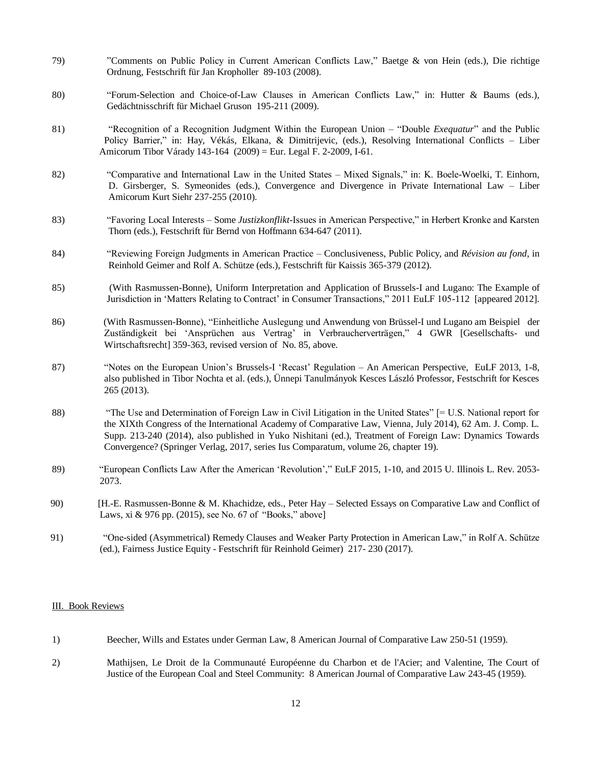79) "Comments on Public Policy in Current American Conflicts Law," Baetge & von Hein (eds.), Die richtige Ordnung, Festschrift für Jan Kropholler 89-103 (2008).

80) "Forum-Selection and Choice-of-Law Clauses in American Conflicts Law," in: Hutter & Baums (eds.), Gedächtnisschrift für Michael Gruson 195-211 (2009).

81) "Recognition of a Recognition Judgment Within the European Union – "Double *Exequatur*" and the Public Policy Barrier," in: Hay, Vékás, Elkana, & Dimitrijevic, (eds.), Resolving International Conflicts – Liber Amicorum Tibor Várady 143-164 (2009) = Eur. Legal F. 2-2009, I-61.

82) "Comparative and International Law in the United States – Mixed Signals," in: K. Boele-Woelki, T. Einhorn, D. Girsberger, S. Symeonides (eds.), Convergence and Divergence in Private International Law – Liber Amicorum Kurt Siehr 237-255 (2010).

83) "Favoring Local Interests – Some *Justizkonflikt*-Issues in American Perspective," in Herbert Kronke and Karsten Thorn (eds.), Festschrift für Bernd von Hoffmann 634-647 (2011).

84) "Reviewing Foreign Judgments in American Practice – Conclusiveness, Public Policy, and *Révision au fond*, in Reinhold Geimer and Rolf A. Schütze (eds.), Festschrift für Kaissis 365-379 (2012).

85) (With Rasmussen-Bonne), Uniform Interpretation and Application of Brussels-I and Lugano: The Example of Jurisdiction in 'Matters Relating to Contract' in Consumer Transactions," 2011 EuLF 105-112 [appeared 2012].

86) (With Rasmussen-Bonne), "Einheitliche Auslegung und Anwendung von Brüssel-I und Lugano am Beispiel der Zuständigkeit bei 'Ansprüchen aus Vertrag' in Verbraucherverträgen," 4 GWR [Gesellschafts- und Wirtschaftsrecht] 359-363, revised version of No. 85, above.

87) "Notes on the European Union's Brussels-I 'Recast' Regulation – An American Perspective, EuLF 2013, 1-8, also published in Tibor Nochta et al. (eds.), Ünnepi Tanulmányok Kesces László Professor, Festschrift for Kesces 265 (2013).

88) "The Use and Determination of Foreign Law in Civil Litigation in the United States" [= U.S. National report for the XIXth Congress of the International Academy of Comparative Law, Vienna, July 2014), 62 Am. J. Comp. L. Supp. 213-240 (2014), also published in Yuko Nishitani (ed.), Treatment of Foreign Law: Dynamics Towards Convergence? (Springer Verlag, 2017, series Ius Comparatum, volume 26, chapter 19).

89) "European Conflicts Law After the American 'Revolution'," EuLF 2015, 1-10, and 2015 U. Illinois L. Rev. 2053-2073.

90) [H.-E. Rasmussen-Bonne & M. Khachidze, eds., Peter Hay – Selected Essays on Comparative Law and Conflict of Laws, xi & 976 pp. (2015), see No. 67 of "Books," above]

91) "One-sided (Asymmetrical) Remedy Clauses and Weaker Party Protection in American Law," in Rolf A. Schütze (ed.), Fairness Justice Equity - Festschrift für Reinhold Geimer) 217- 230 (2017).

## III. Book Reviews

1) Beecher, Wills and Estates under German Law, 8 American Journal of Comparative Law 250-51 (1959).

2) Mathijsen, Le Droit de la Communauté Européenne du Charbon et de l'Acier; and Valentine, The Court of Justice of the European Coal and Steel Community: 8 American Journal of Comparative Law 243-45 (1959).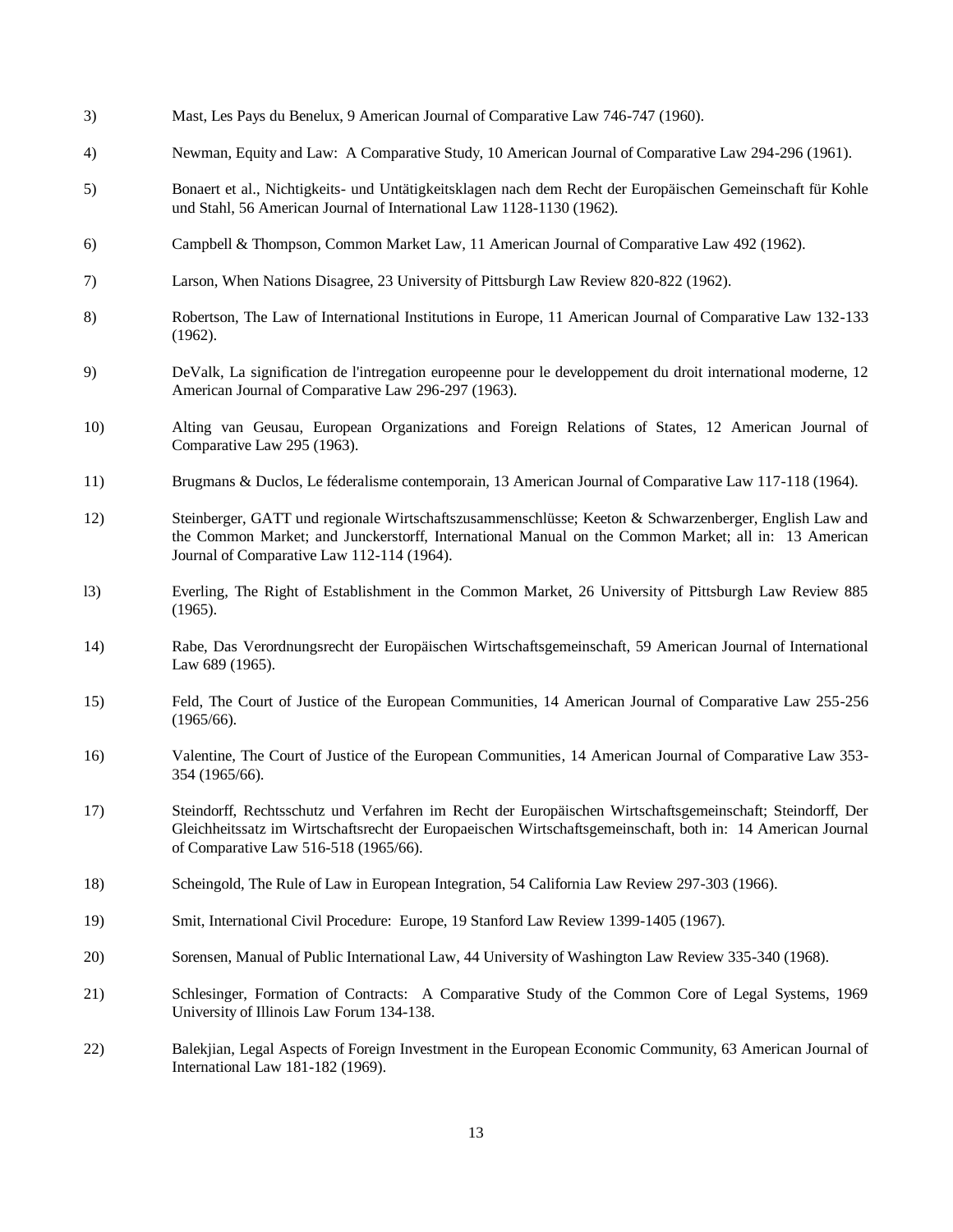3) Mast, Les Pays du Benelux, 9 American Journal of Comparative Law 746-747 (1960).

4) Newman, Equity and Law: A Comparative Study, 10 American Journal of Comparative Law 294-296 (1961).

5) Bonaert et al., Nichtigkeits- und Untätigkeitsklagen nach dem Recht der Europäischen Gemeinschaft für Kohle und Stahl, 56 American Journal of International Law 1128-1130 (1962).

6) Campbell & Thompson, Common Market Law, 11 American Journal of Comparative Law 492 (1962).

7) Larson, When Nations Disagree, 23 University of Pittsburgh Law Review 820-822 (1962).

8) Robertson, The Law of International Institutions in Europe, 11 American Journal of Comparative Law 132-133 (1962).

9) DeValk, La signification de l'intregation europeenne pour le developpement du droit international moderne, 12 American Journal of Comparative Law 296-297 (1963).

10) Alting van Geusau, European Organizations and Foreign Relations of States, 12 American Journal of Comparative Law 295 (1963).

11) Brugmans & Duclos, Le féderalisme contemporain, 13 American Journal of Comparative Law 117-118 (1964).

12) Steinberger, GATT und regionale Wirtschaftszusammenschlüsse; Keeton & Schwarzenberger, English Law and the Common Market; and Junckerstorff, International Manual on the Common Market; all in: 13 American Journal of Comparative Law 112-114 (1964).

l3) Everling, The Right of Establishment in the Common Market, 26 University of Pittsburgh Law Review 885 (1965).

14) Rabe, Das Verordnungsrecht der Europäischen Wirtschaftsgemeinschaft, 59 American Journal of International Law 689 (1965).

15) Feld, The Court of Justice of the European Communities, 14 American Journal of Comparative Law 255-256 (1965/66).

16) Valentine, The Court of Justice of the European Communities, 14 American Journal of Comparative Law 353-354 (1965/66).

17) Steindorff, Rechtsschutz und Verfahren im Recht der Europäischen Wirtschaftsgemeinschaft; Steindorff, Der Gleichheitssatz im Wirtschaftsrecht der Europaeischen Wirtschaftsgemeinschaft, both in: 14 American Journal of Comparative Law 516-518 (1965/66).

18) Scheingold, The Rule of Law in European Integration, 54 California Law Review 297-303 (1966).

19) Smit, International Civil Procedure: Europe, 19 Stanford Law Review 1399-1405 (1967).

20) Sorensen, Manual of Public International Law, 44 University of Washington Law Review 335-340 (1968).

21) Schlesinger, Formation of Contracts: A Comparative Study of the Common Core of Legal Systems, 1969 University of Illinois Law Forum 134-138.

22) Balekjian, Legal Aspects of Foreign Investment in the European Economic Community, 63 American Journal of International Law 181-182 (1969).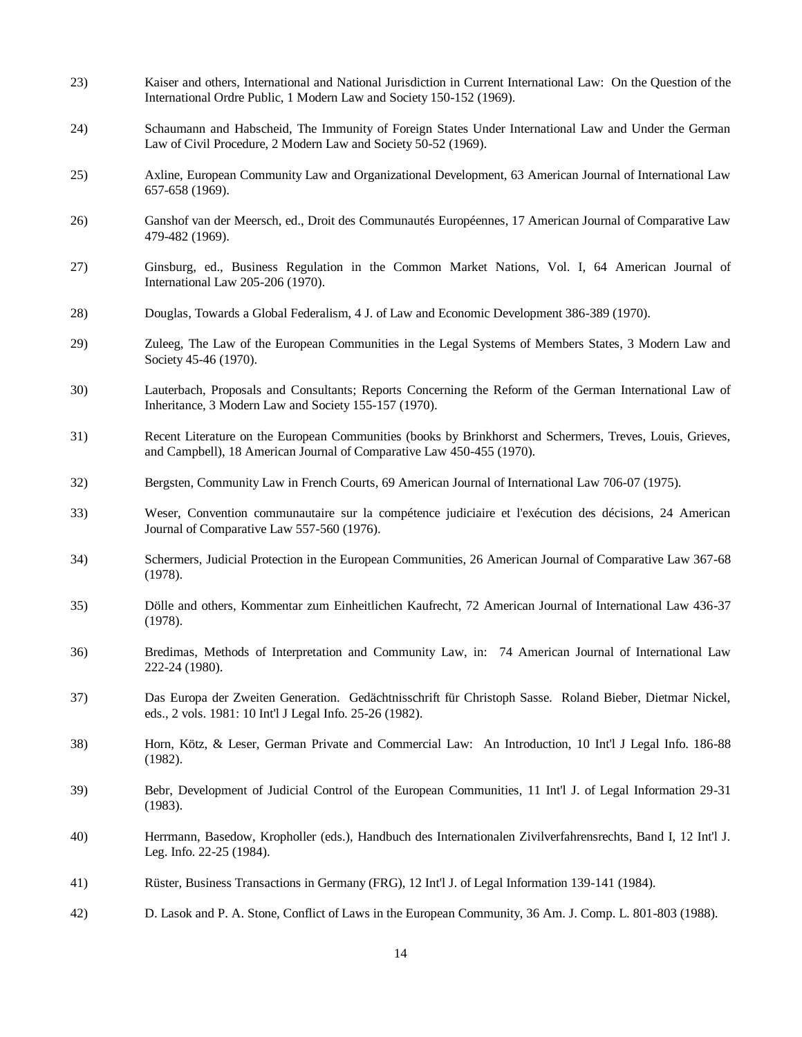23) Kaiser and others, International and National Jurisdiction in Current International Law: On the Question of the International Ordre Public, 1 Modern Law and Society 150-152 (1969).

24) Schaumann and Habscheid, The Immunity of Foreign States Under International Law and Under the German Law of Civil Procedure, 2 Modern Law and Society 50-52 (1969).

25) Axline, European Community Law and Organizational Development, 63 American Journal of International Law 657-658 (1969).

26) Ganshof van der Meersch, ed., Droit des Communautés Européennes, 17 American Journal of Comparative Law 479-482 (1969).

27) Ginsburg, ed., Business Regulation in the Common Market Nations, Vol. I, 64 American Journal of International Law 205-206 (1970).

28) Douglas, Towards a Global Federalism, 4 J. of Law and Economic Development 386-389 (1970).

29) Zuleeg, The Law of the European Communities in the Legal Systems of Members States, 3 Modern Law and Society 45-46 (1970).

30) Lauterbach, Proposals and Consultants; Reports Concerning the Reform of the German International Law of Inheritance, 3 Modern Law and Society 155-157 (1970).

31) Recent Literature on the European Communities (books by Brinkhorst and Schermers, Treves, Louis, Grieves, and Campbell), 18 American Journal of Comparative Law 450-455 (1970).

32) Bergsten, Community Law in French Courts, 69 American Journal of International Law 706-07 (1975).

33) Weser, Convention communautaire sur la compétence judiciaire et l'exécution des décisions, 24 American Journal of Comparative Law 557-560 (1976).

34) Schermers, Judicial Protection in the European Communities, 26 American Journal of Comparative Law 367-68 (1978).

35) Dölle and others, Kommentar zum Einheitlichen Kaufrecht, 72 American Journal of International Law 436-37 (1978).

36) Bredimas, Methods of Interpretation and Community Law, in: 74 American Journal of International Law 222-24 (1980).

37) Das Europa der Zweiten Generation. Gedächtnisschrift für Christoph Sasse. Roland Bieber, Dietmar Nickel, eds., 2 vols. 1981: 10 Int'l J Legal Info. 25-26 (1982).

38) Horn, Kötz, & Leser, German Private and Commercial Law: An Introduction, 10 Int'l J Legal Info. 186-88 (1982).

39) Bebr, Development of Judicial Control of the European Communities, 11 Int'l J. of Legal Information 29-31 (1983).

40) Herrmann, Basedow, Kropholler (eds.), Handbuch des Internationalen Zivilverfahrensrechts, Band I, 12 Int'l J. Leg. Info. 22-25 (1984).

41) Rüster, Business Transactions in Germany (FRG), 12 Int'l J. of Legal Information 139-141 (1984).

42) D. Lasok and P. A. Stone, Conflict of Laws in the European Community, 36 Am. J. Comp. L. 801-803 (1988).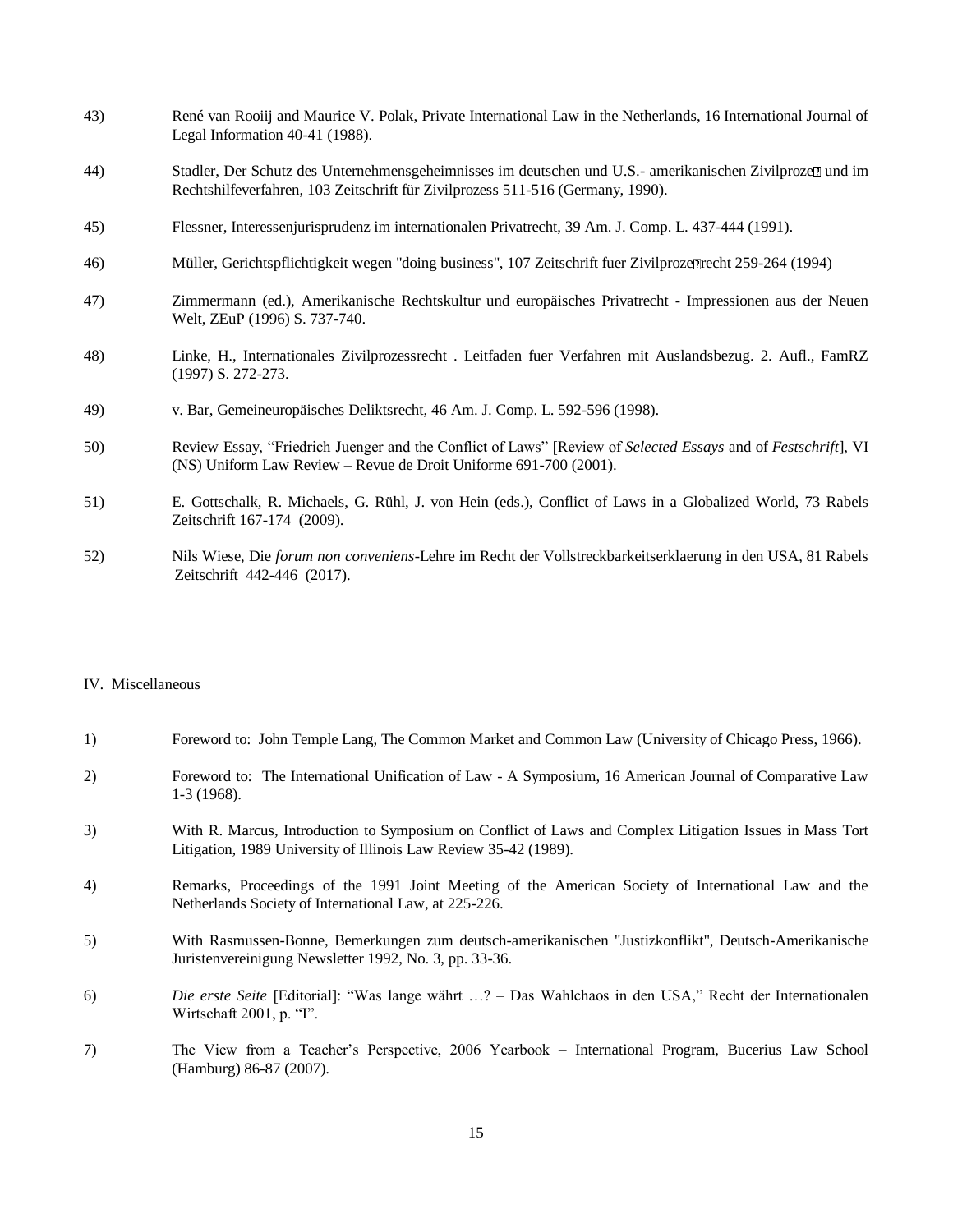43) René van Rooiij and Maurice V. Polak, Private International Law in the Netherlands, 16 International Journal of Legal Information 40-41 (1988).

44) Stadler, Der Schutz des Unternehmensgeheimnisses im deutschen und U.S.- amerikanischen Zivilproze� und im Rechtshilfeverfahren, 103 Zeitschrift für Zivilprozess 511-516 (Germany, 1990).

45) Flessner, Interessenjurisprudenz im internationalen Privatrecht, 39 Am. J. Comp. L. 437-444 (1991).

46) Müller, Gerichtspflichtigkeit wegen "doing business", 107 Zeitschrift fuer Zivilproze�recht 259-264 (1994)

47) Zimmermann (ed.), Amerikanische Rechtskultur und europäisches Privatrecht - Impressionen aus der Neuen Welt, ZEuP (1996) S. 737-740.

48) Linke, H., Internationales Zivilprozessrecht . Leitfaden fuer Verfahren mit Auslandsbezug. 2. Aufl., FamRZ (1997) S. 272-273.

49) v. Bar, Gemeineuropäisches Deliktsrecht, 46 Am. J. Comp. L. 592-596 (1998).

50) Review Essay, "Friedrich Juenger and the Conflict of Laws" [Review of *Selected Essays* and of *Festschrift*], VI (NS) Uniform Law Review – Revue de Droit Uniforme 691-700 (2001).

51) E. Gottschalk, R. Michaels, G. Rühl, J. von Hein (eds.), Conflict of Laws in a Globalized World, 73 Rabels Zeitschrift 167-174 (2009).

52) Nils Wiese, Die *forum non conveniens*-Lehre im Recht der Vollstreckbarkeitserklaerung in den USA, 81 Rabels Zeitschrift 442-446 (2017).

## IV. Miscellaneous

1) Foreword to: John Temple Lang, The Common Market and Common Law (University of Chicago Press, 1966).

2) Foreword to: The International Unification of Law - A Symposium, 16 American Journal of Comparative Law 1-3 (1968).

3) With R. Marcus, Introduction to Symposium on Conflict of Laws and Complex Litigation Issues in Mass Tort Litigation, 1989 University of Illinois Law Review 35-42 (1989).

4) Remarks, Proceedings of the 1991 Joint Meeting of the American Society of International Law and the Netherlands Society of International Law, at 225-226.

5) With Rasmussen-Bonne, Bemerkungen zum deutsch-amerikanischen "Justizkonflikt", Deutsch-Amerikanische Juristenvereinigung Newsletter 1992, No. 3, pp. 33-36.

6) *Die erste Seite* [Editorial]: "Was lange währt …? – Das Wahlchaos in den USA," Recht der Internationalen Wirtschaft 2001, p. "I".

7) The View from a Teacher's Perspective, 2006 Yearbook – International Program, Bucerius Law School (Hamburg) 86-87 (2007).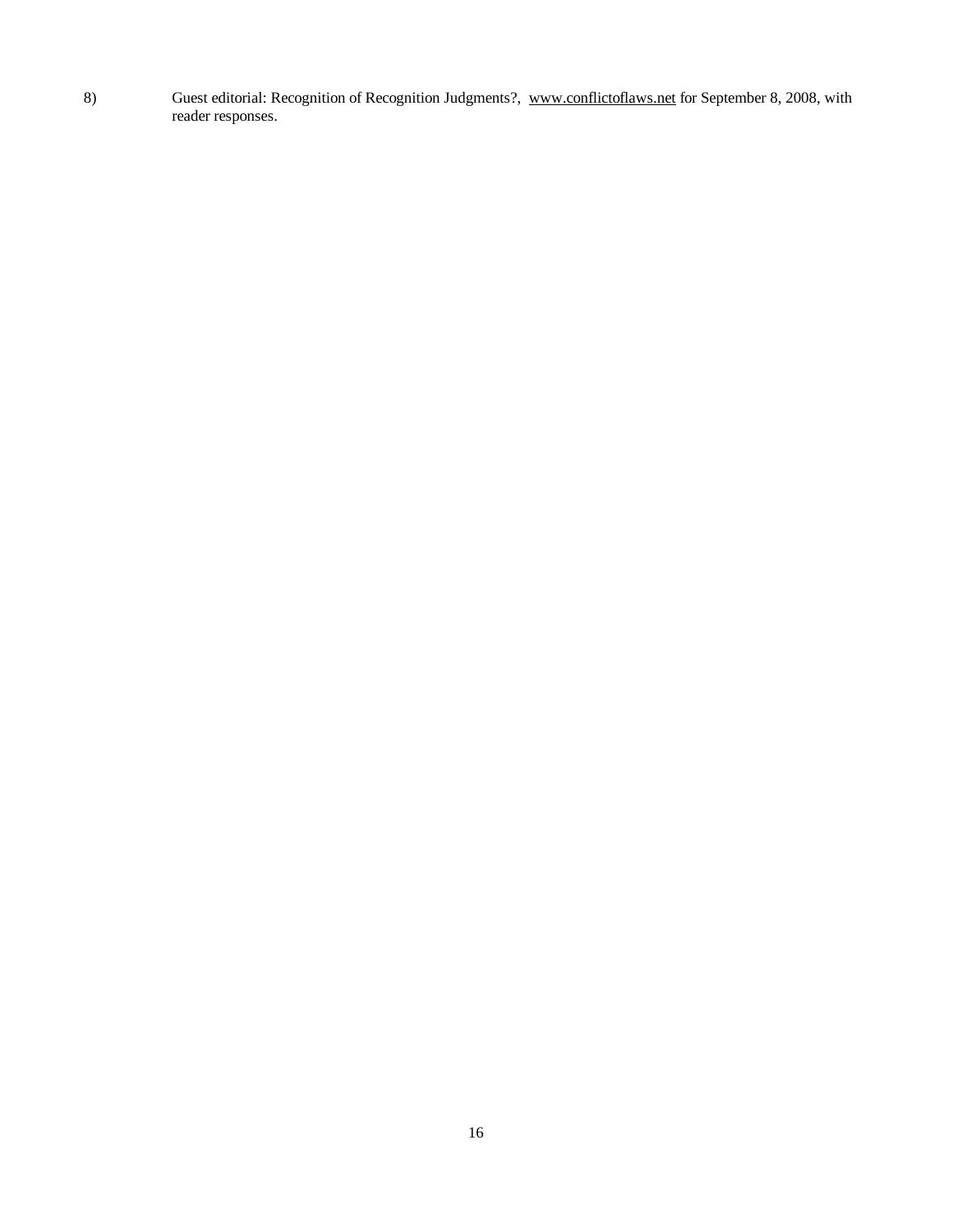8) Guest editorial: Recognition of Recognition Judgments?, www.conflictoflaws.net for September 8, 2008, with reader responses.